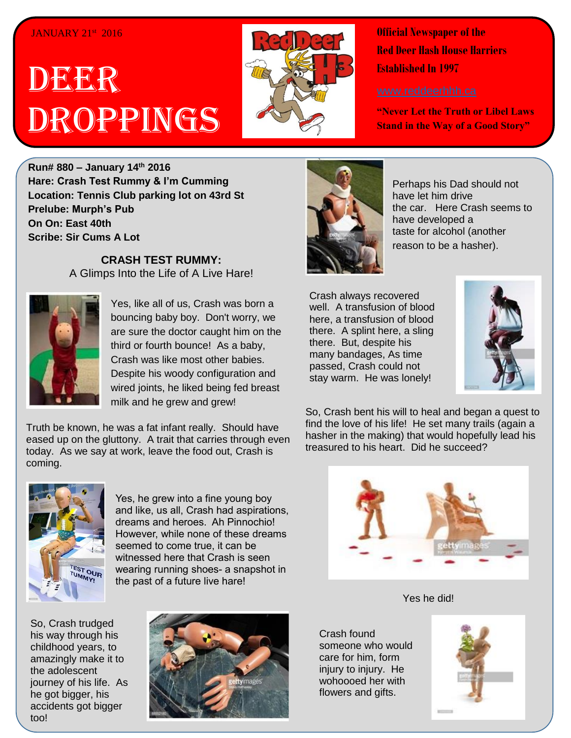JANUARY 21st 2016

# DEER DROPPINGS

**Official Newspaper of the Red Deer Hash House Harriers Established In 1997**

www.reddeerhhh.ca

**"Never Let the Truth or Libel Laws Stand in the Way of a Good Story"**

**Run# 880 – January 14th 2016**
**Hare: Crash Test Rummy & I'm Cumming**
**Location: Tennis Club parking lot on 43rd St**
**Prelube: Murph's Pub**
**On On: East 40th**
**Scribe: Sir Cums A Lot**

## CRASH TEST RUMMY:

A Glimps Into the Life of A Live Hare!

Yes, like all of us, Crash was born a bouncing baby boy. Don't worry, we are sure the doctor caught him on the third or fourth bounce! As a baby, Crash was like most other babies. Despite his woody configuration and wired joints, he liked being fed breast milk and he grew and grew!

Truth be known, he was a fat infant really. Should have eased up on the gluttony. A trait that carries through even today. As we say at work, leave the food out, Crash is coming.

Yes, he grew into a fine young boy and like, us all, Crash had aspirations, dreams and heroes. Ah Pinnochio! However, while none of these dreams seemed to come true, it can be witnessed here that Crash is seen wearing running shoes- a snapshot in the past of a future live hare!

So, Crash trudged his way through his childhood years, to amazingly make it to the adolescent journey of his life. As he got bigger, his accidents got bigger too!

Perhaps his Dad should not have let him drive the car. Here Crash seems to have developed a taste for alcohol (another reason to be a hasher).

Crash always recovered well. A transfusion of blood here, a transfusion of blood there. A splint here, a sling there. But, despite his many bandages, As time passed, Crash could not stay warm. He was lonely!

So, Crash bent his will to heal and began a quest to find the love of his life! He set many trails (again a hasher in the making) that would hopefully lead his treasured to his heart. Did he succeed?

Yes he did!

Crash found someone who would care for him, form injury to injury. He wohoooed her with flowers and gifts.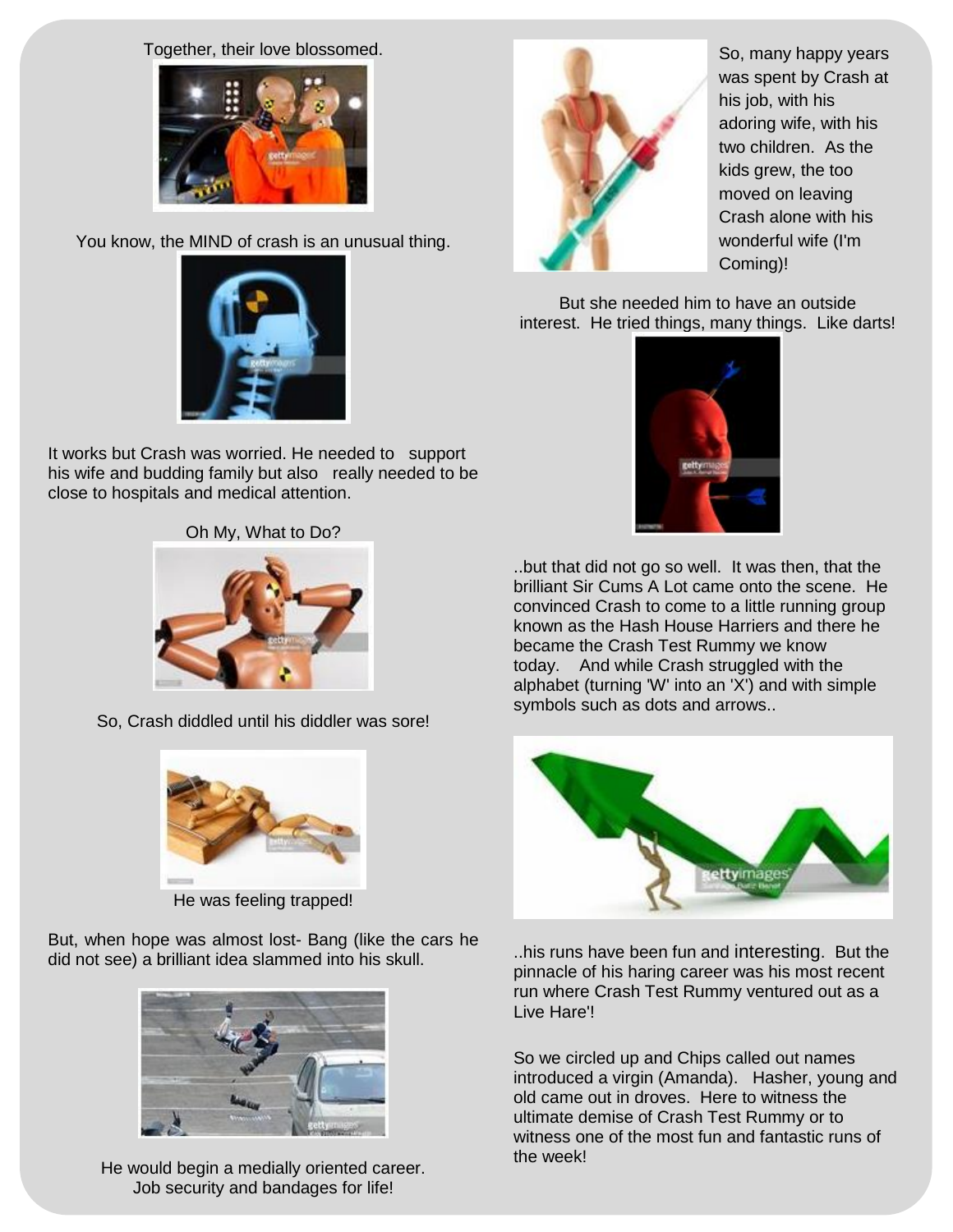Together, their love blossomed.

You know, the MIND of crash is an unusual thing.

It works but Crash was worried. He needed to support his wife and budding family but also really needed to be close to hospitals and medical attention.

Oh My, What to Do?

So, Crash diddled until his diddler was sore!

He was feeling trapped!

But, when hope was almost lost- Bang (like the cars he did not see) a brilliant idea slammed into his skull.

He would begin a medially oriented career. Job security and bandages for life!

So, many happy years was spent by Crash at his job, with his adoring wife, with his two children. As the kids grew, the too moved on leaving Crash alone with his wonderful wife (I'm Coming)!

But she needed him to have an outside interest. He tried things, many things. Like darts!

..but that did not go so well. It was then, that the brilliant Sir Cums A Lot came onto the scene. He convinced Crash to come to a little running group known as the Hash House Harriers and there he became the Crash Test Rummy we know today. And while Crash struggled with the alphabet (turning 'W' into an 'X') and with simple symbols such as dots and arrows..

..his runs have been fun and interesting. But the pinnacle of his haring career was his most recent run where Crash Test Rummy ventured out as a Live Hare'!

So we circled up and Chips called out names introduced a virgin (Amanda). Hasher, young and old came out in droves. Here to witness the ultimate demise of Crash Test Rummy or to witness one of the most fun and fantastic runs of the week!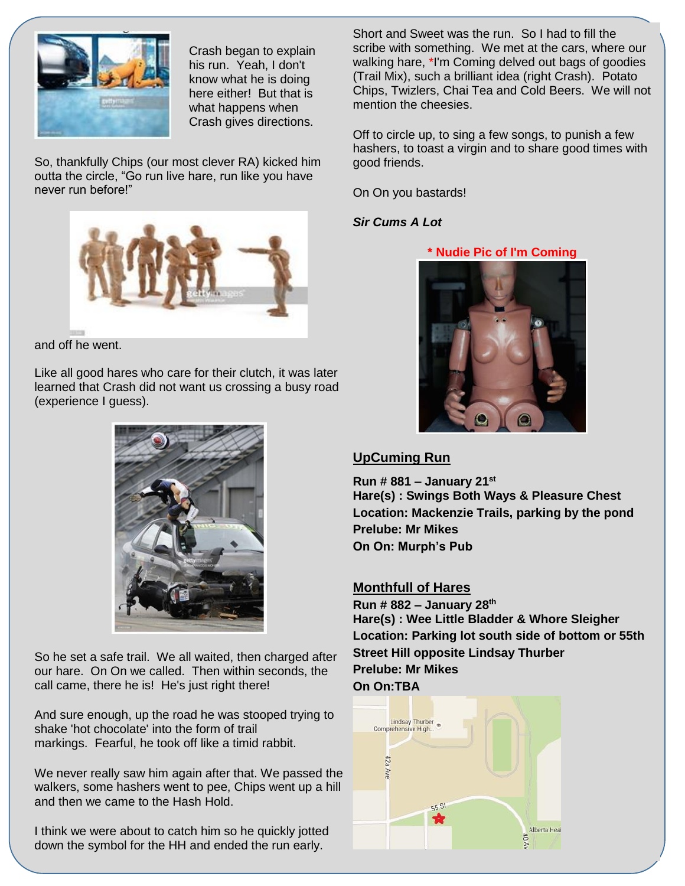Crash began to explain his run. Yeah, I don't know what he is doing here either! But that is what happens when Crash gives directions.

So, thankfully Chips (our most clever RA) kicked him outta the circle, "Go run live hare, run like you have never run before!"

and off he went.

Like all good hares who care for their clutch, it was later learned that Crash did not want us crossing a busy road (experience I guess).

So he set a safe trail. We all waited, then charged after our hare. On On we called. Then within seconds, the call came, there he is! He's just right there!

And sure enough, up the road he was stooped trying to shake 'hot chocolate' into the form of trail markings. Fearful, he took off like a timid rabbit.

We never really saw him again after that. We passed the walkers, some hashers went to pee, Chips went up a hill and then we came to the Hash Hold.

I think we were about to catch him so he quickly jotted down the symbol for the HH and ended the run early.

Short and Sweet was the run. So I had to fill the scribe with something. We met at the cars, where our walking hare, *I'm Coming delved out bags of goodies (Trail Mix), such a brilliant idea (right Crash). Potato Chips, Twizlers, Chai Tea and Cold Beers. We will not mention the cheesies.

Off to circle up, to sing a few songs, to punish a few hashers, to toast a virgin and to share good times with good friends.

On On you bastards!

***Sir Cums A Lot***

**\* Nudie Pic of I'm Coming**

## UpCuming Run

**Run # 881 – January 21st**
**Hare(s) : Swings Both Ways & Pleasure Chest**
**Location: Mackenzie Trails, parking by the pond**
**Prelube: Mr Mikes**
**On On: Murph's Pub**

## Monthfull of Hares

**Run # 882 – January 28th**
**Hare(s) : Wee Little Bladder & Whore Sleigher**
**Location: Parking lot south side of bottom or 55th Street Hill opposite Lindsay Thurber**
**Prelube: Mr Mikes**
**On On:TBA**

Lindsay Thurber Comprehensive High...
42a Ave
55 St
Alberta Hea
40 Av